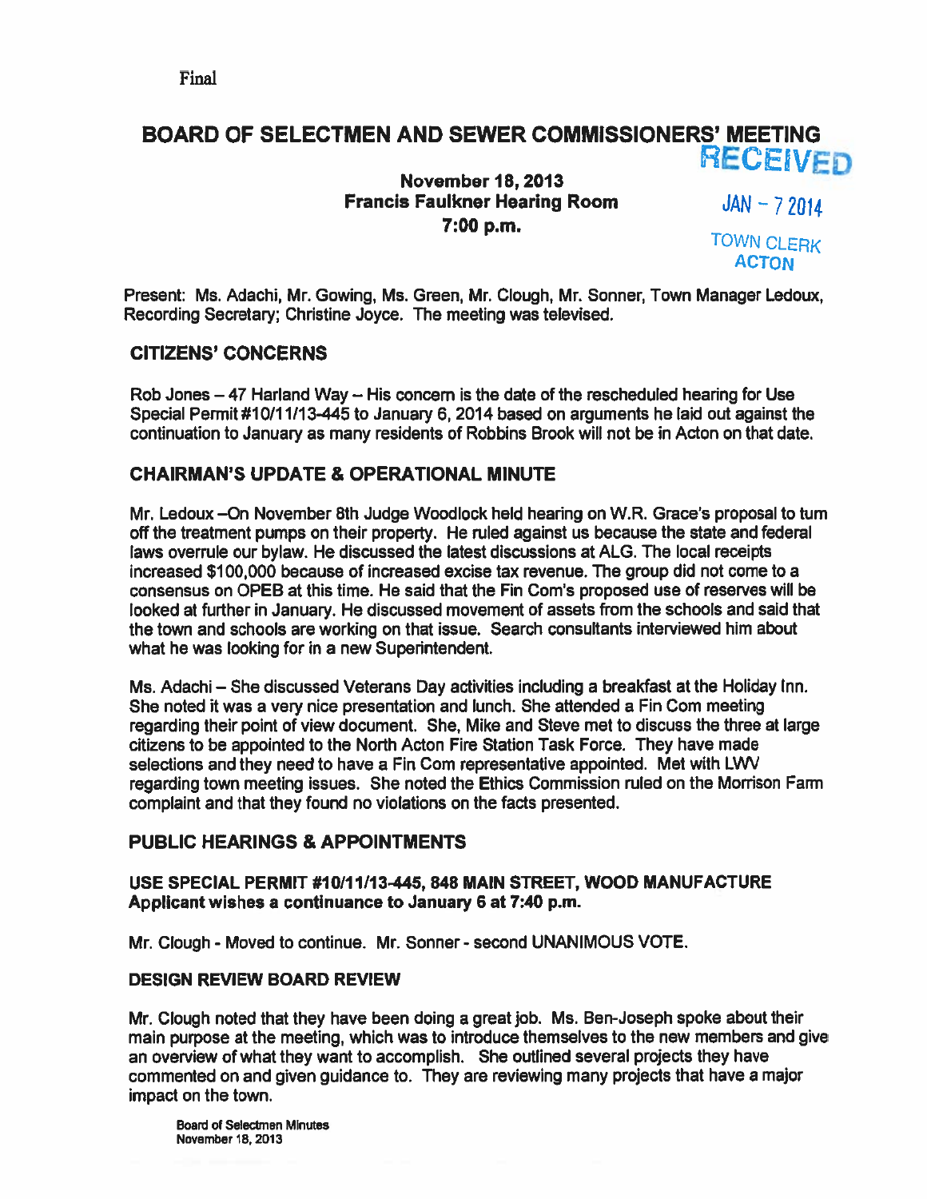Final

# BOARD OF SELECTMEN AND SEWER COMMISSIONERS' MEETING

RECEIVED
JAN - 7 2014
TOWN CLERK
ACTON

**November 18, 2013**
**Francis Faulkner Hearing Room**
**7:00 p.m.**

Present: Ms. Adachi, Mr. Gowing, Ms. Green, Mr. Clough, Mr. Sonner, Town Manager Ledoux, Recording Secretary; Christine Joyce. The meeting was televised.

## CITIZENS' CONCERNS

Rob Jones – 47 Harland Way – His concern is the date of the rescheduled hearing for Use Special Permit #10/11/13-445 to January 6, 2014 based on arguments he laid out against the continuation to January as many residents of Robbins Brook will not be in Acton on that date.

## CHAIRMAN'S UPDATE & OPERATIONAL MINUTE

Mr. Ledoux –On November 8th Judge Woodlock held hearing on W.R. Grace's proposal to turn off the treatment pumps on their property. He ruled against us because the state and federal laws overrule our bylaw. He discussed the latest discussions at ALG. The local receipts increased $100,000 because of increased excise tax revenue. The group did not come to a consensus on OPEB at this time. He said that the Fin Com's proposed use of reserves will be looked at further in January. He discussed movement of assets from the schools and said that the town and schools are working on that issue. Search consultants interviewed him about what he was looking for in a new Superintendent.

Ms. Adachi – She discussed Veterans Day activities including a breakfast at the Holiday Inn. She noted it was a very nice presentation and lunch. She attended a Fin Com meeting regarding their point of view document. She, Mike and Steve met to discuss the three at large citizens to be appointed to the North Acton Fire Station Task Force. They have made selections and they need to have a Fin Com representative appointed. Met with LWV regarding town meeting issues. She noted the Ethics Commission ruled on the Morrison Farm complaint and that they found no violations on the facts presented.

## PUBLIC HEARINGS & APPOINTMENTS

### USE SPECIAL PERMIT #10/11/13-445, 848 MAIN STREET, WOOD MANUFACTURE
**Applicant wishes a continuance to January 6 at 7:40 p.m.**

Mr. Clough - Moved to continue. Mr. Sonner - second UNANIMOUS VOTE.

### DESIGN REVIEW BOARD REVIEW

Mr. Clough noted that they have been doing a great job. Ms. Ben-Joseph spoke about their main purpose at the meeting, which was to introduce themselves to the new members and give an overview of what they want to accomplish. She outlined several projects they have commented on and given guidance to. They are reviewing many projects that have a major impact on the town.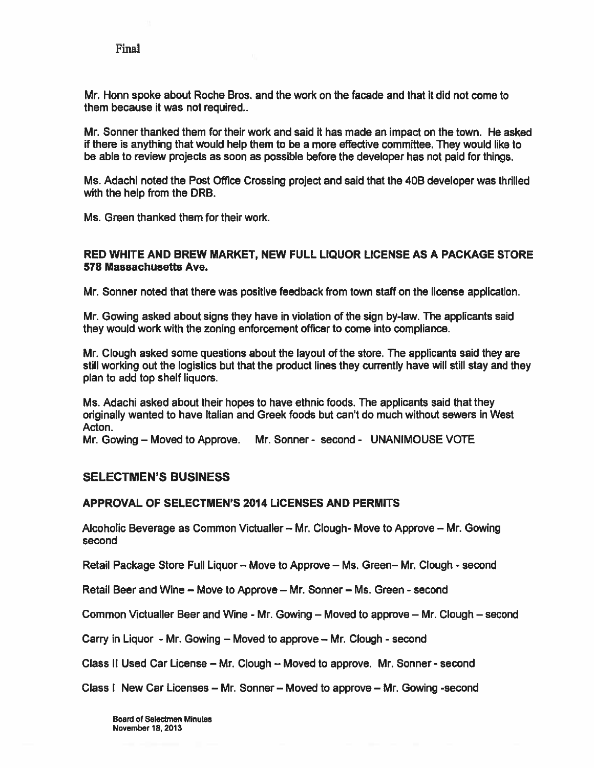Final

Mr. Honn spoke about Roche Bros. and the work on the facade and that it did not come to them because it was not required..

Mr. Sonner thanked them for their work and said it has made an impact on the town. He asked if there is anything that would help them to be a more effective committee. They would like to be able to review projects as soon as possible before the developer has not paid for things.

Ms. Adachi noted the Post Office Crossing project and said that the 40B developer was thrilled with the help from the DRB.

Ms. Green thanked them for their work.

**RED WHITE AND BREW MARKET, NEW FULL LIQUOR LICENSE AS A PACKAGE STORE 578 Massachusetts Ave.**

Mr. Sonner noted that there was positive feedback from town staff on the license application.

Mr. Gowing asked about signs they have in violation of the sign by-law. The applicants said they would work with the zoning enforcement officer to come into compliance.

Mr. Clough asked some questions about the layout of the store. The applicants said they are still working out the logistics but that the product lines they currently have will still stay and they plan to add top shelf liquors.

Ms. Adachi asked about their hopes to have ethnic foods. The applicants said that they originally wanted to have Italian and Greek foods but can't do much without sewers in West Acton.

Mr. Gowing – Moved to Approve. Mr. Sonner - second - UNANIMOUSE VOTE

## SELECTMEN'S BUSINESS

**APPROVAL OF SELECTMEN'S 2014 LICENSES AND PERMITS**

Alcoholic Beverage as Common Victualler – Mr. Clough- Move to Approve – Mr. Gowing second

Retail Package Store Full Liquor – Move to Approve – Ms. Green– Mr. Clough - second

Retail Beer and Wine – Move to Approve – Mr. Sonner – Ms. Green - second

Common Victualler Beer and Wine - Mr. Gowing – Moved to approve – Mr. Clough – second

Carry in Liquor - Mr. Gowing – Moved to approve – Mr. Clough - second

Class II Used Car License – Mr. Clough – Moved to approve. Mr. Sonner - second

Class I New Car Licenses – Mr. Sonner – Moved to approve – Mr. Gowing -second

Board of Selectmen Minutes
November 18, 2013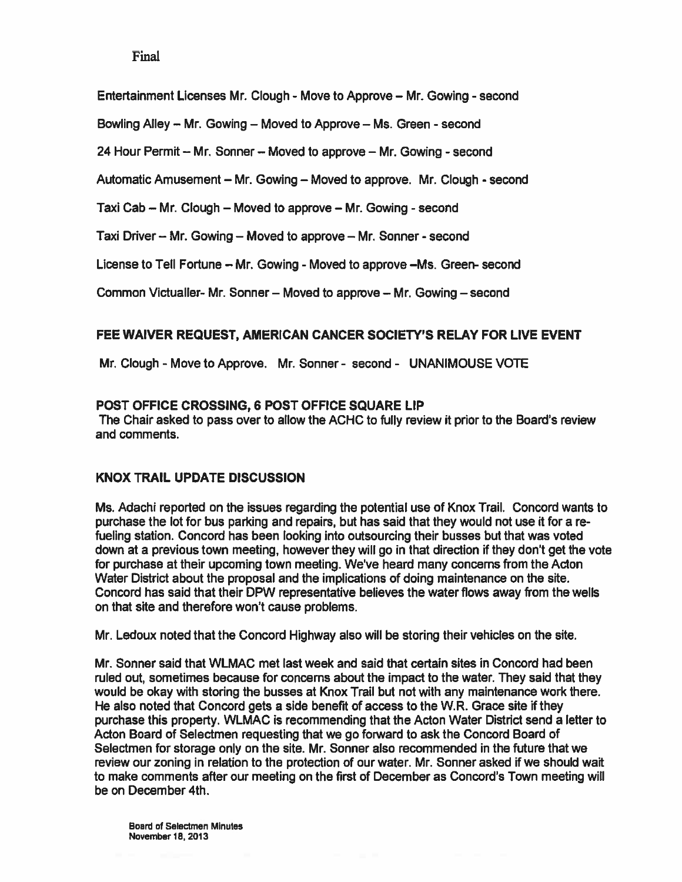Final

Entertainment Licenses Mr. Clough - Move to Approve – Mr. Gowing - second

Bowling Alley – Mr. Gowing – Moved to Approve – Ms. Green - second

24 Hour Permit – Mr. Sonner – Moved to approve – Mr. Gowing - second

Automatic Amusement – Mr. Gowing – Moved to approve. Mr. Clough - second

Taxi Cab – Mr. Clough – Moved to approve – Mr. Gowing - second

Taxi Driver – Mr. Gowing – Moved to approve – Mr. Sonner - second

License to Tell Fortune – Mr. Gowing - Moved to approve –Ms. Green- second

Common Victualler- Mr. Sonner – Moved to approve – Mr. Gowing – second

## FEE WAIVER REQUEST, AMERICAN CANCER SOCIETY'S RELAY FOR LIVE EVENT

Mr. Clough - Move to Approve. Mr. Sonner - second - UNANIMOUSE VOTE

## POST OFFICE CROSSING, 6 POST OFFICE SQUARE LIP

The Chair asked to pass over to allow the ACHC to fully review it prior to the Board's review and comments.

## KNOX TRAIL UPDATE DISCUSSION

Ms. Adachi reported on the issues regarding the potential use of Knox Trail. Concord wants to purchase the lot for bus parking and repairs, but has said that they would not use it for a re-fueling station. Concord has been looking into outsourcing their busses but that was voted down at a previous town meeting, however they will go in that direction if they don't get the vote for purchase at their upcoming town meeting. We've heard many concerns from the Acton Water District about the proposal and the implications of doing maintenance on the site. Concord has said that their DPW representative believes the water flows away from the wells on that site and therefore won't cause problems.

Mr. Ledoux noted that the Concord Highway also will be storing their vehicles on the site.

Mr. Sonner said that WLMAC met last week and said that certain sites in Concord had been ruled out, sometimes because for concerns about the impact to the water. They said that they would be okay with storing the busses at Knox Trail but not with any maintenance work there. He also noted that Concord gets a side benefit of access to the W.R. Grace site if they purchase this property. WLMAC is recommending that the Acton Water District send a letter to Acton Board of Selectmen requesting that we go forward to ask the Concord Board of Selectmen for storage only on the site. Mr. Sonner also recommended in the future that we review our zoning in relation to the protection of our water. Mr. Sonner asked if we should wait to make comments after our meeting on the first of December as Concord's Town meeting will be on December 4th.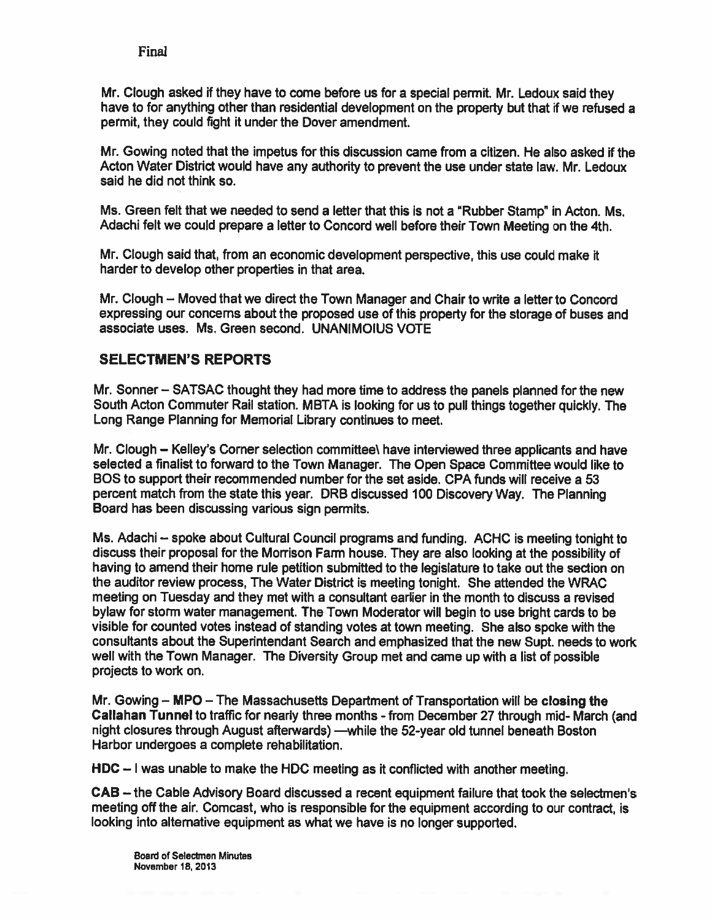Final

Mr. Clough asked if they have to come before us for a special permit. Mr. Ledoux said they have to for anything other than residential development on the property but that if we refused a permit, they could fight it under the Dover amendment.

Mr. Gowing noted that the impetus for this discussion came from a citizen. He also asked if the Acton Water District would have any authority to prevent the use under state law. Mr. Ledoux said he did not think so.

Ms. Green felt that we needed to send a letter that this is not a "Rubber Stamp" in Acton. Ms. Adachi felt we could prepare a letter to Concord well before their Town Meeting on the 4th.

Mr. Clough said that, from an economic development perspective, this use could make it harder to develop other properties in that area.

Mr. Clough – Moved that we direct the Town Manager and Chair to write a letter to Concord expressing our concerns about the proposed use of this property for the storage of buses and associate uses. Ms. Green second. UNANIMOIUS VOTE

## SELECTMEN'S REPORTS

Mr. Sonner – SATSAC thought they had more time to address the panels planned for the new South Acton Commuter Rail station. MBTA is looking for us to pull things together quickly. The Long Range Planning for Memorial Library continues to meet.

Mr. Clough – Kelley's Corner selection committee\ have interviewed three applicants and have selected a finalist to forward to the Town Manager. The Open Space Committee would like to BOS to support their recommended number for the set aside. CPA funds will receive a 53 percent match from the state this year. DRB discussed 100 Discovery Way. The Planning Board has been discussing various sign permits.

Ms. Adachi – spoke about Cultural Council programs and funding. ACHC is meeting tonight to discuss their proposal for the Morrison Farm house. They are also looking at the possibility of having to amend their home rule petition submitted to the legislature to take out the section on the auditor review process, The Water District is meeting tonight. She attended the WRAC meeting on Tuesday and they met with a consultant earlier in the month to discuss a revised bylaw for storm water management. The Town Moderator will begin to use bright cards to be visible for counted votes instead of standing votes at town meeting. She also spoke with the consultants about the Superintendant Search and emphasized that the new Supt. needs to work well with the Town Manager. The Diversity Group met and came up with a list of possible projects to work on.

Mr. Gowing – **MPO** – The Massachusetts Department of Transportation will be **closing the Callahan Tunnel** to traffic for nearly three months - from December 27 through mid- March (and night closures through August afterwards) —while the 52-year old tunnel beneath Boston Harbor undergoes a complete rehabilitation.

**HDC** – I was unable to make the HDC meeting as it conflicted with another meeting.

**CAB** – the Cable Advisory Board discussed a recent equipment failure that took the selectmen's meeting off the air. Comcast, who is responsible for the equipment according to our contract, is looking into alternative equipment as what we have is no longer supported.

Board of Selectmen Minutes
November 18, 2013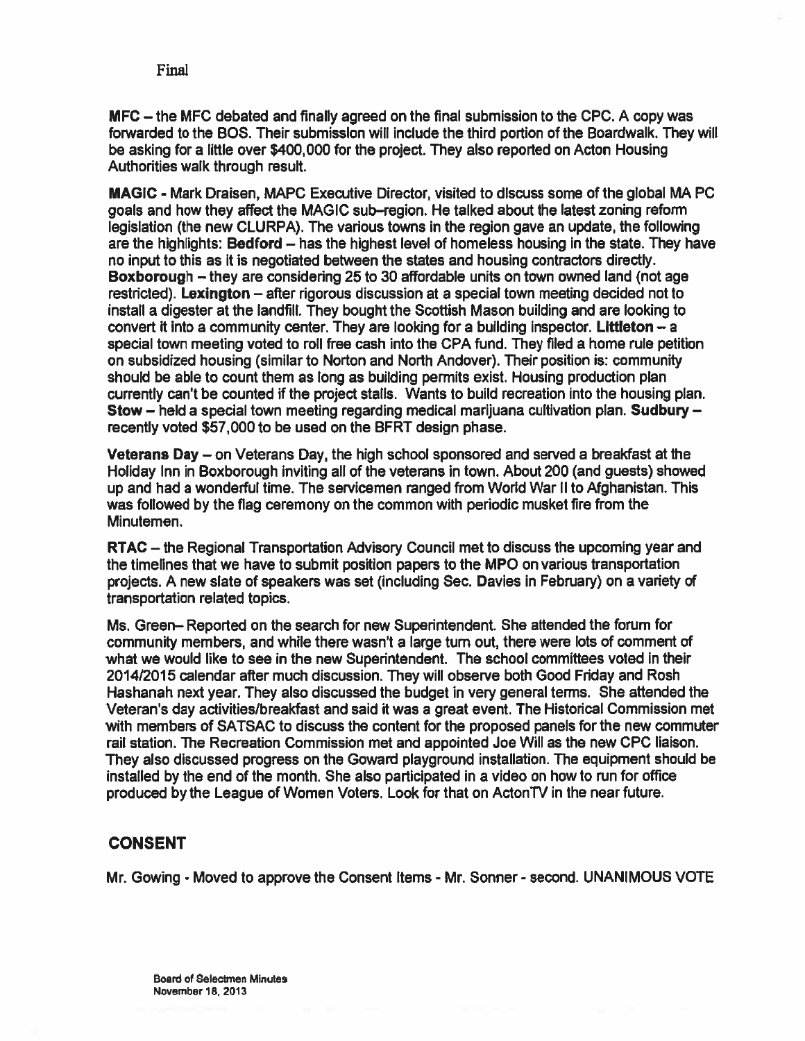Final

**MFC** – the MFC debated and finally agreed on the final submission to the CPC. A copy was forwarded to the BOS. Their submission will include the third portion of the Boardwalk. They will be asking for a little over $400,000 for the project. They also reported on Acton Housing Authorities walk through result.

**MAGIC** - Mark Draisen, MAPC Executive Director, visited to discuss some of the global MA PC goals and how they affect the MAGIC sub–region. He talked about the latest zoning reform legislation (the new CLURPA). The various towns in the region gave an update, the following are the highlights: **Bedford** – has the highest level of homeless housing in the state. They have no input to this as it is negotiated between the states and housing contractors directly. **Boxborough** – they are considering 25 to 30 affordable units on town owned land (not age restricted). **Lexington** – after rigorous discussion at a special town meeting decided not to install a digester at the landfill. They bought the Scottish Mason building and are looking to convert it into a community center. They are looking for a building inspector. **Littleton** – a special town meeting voted to roll free cash into the CPA fund. They filed a home rule petition on subsidized housing (similar to Norton and North Andover). Their position is: community should be able to count them as long as building permits exist. Housing production plan currently can't be counted if the project stalls. Wants to build recreation into the housing plan. **Stow** – held a special town meeting regarding medical marijuana cultivation plan. **Sudbury** – recently voted $57,000 to be used on the BFRT design phase.

**Veterans Day** – on Veterans Day, the high school sponsored and served a breakfast at the Holiday Inn in Boxborough inviting all of the veterans in town. About 200 (and guests) showed up and had a wonderful time. The servicemen ranged from World War II to Afghanistan. This was followed by the flag ceremony on the common with periodic musket fire from the Minutemen.

**RTAC** – the Regional Transportation Advisory Council met to discuss the upcoming year and the timelines that we have to submit position papers to the MPO on various transportation projects. A new slate of speakers was set (including Sec. Davies in February) on a variety of transportation related topics.

Ms. Green– Reported on the search for new Superintendent. She attended the forum for community members, and while there wasn't a large turn out, there were lots of comment of what we would like to see in the new Superintendent. The school committees voted in their 2014/2015 calendar after much discussion. They will observe both Good Friday and Rosh Hashanah next year. They also discussed the budget in very general terms. She attended the Veteran's day activities/breakfast and said it was a great event. The Historical Commission met with members of SATSAC to discuss the content for the proposed panels for the new commuter rail station. The Recreation Commission met and appointed Joe Will as the new CPC liaison. They also discussed progress on the Goward playground installation. The equipment should be installed by the end of the month. She also participated in a video on how to run for office produced by the League of Women Voters. Look for that on ActonTV in the near future.

## CONSENT

Mr. Gowing - Moved to approve the Consent Items - Mr. Sonner - second. UNANIMOUS VOTE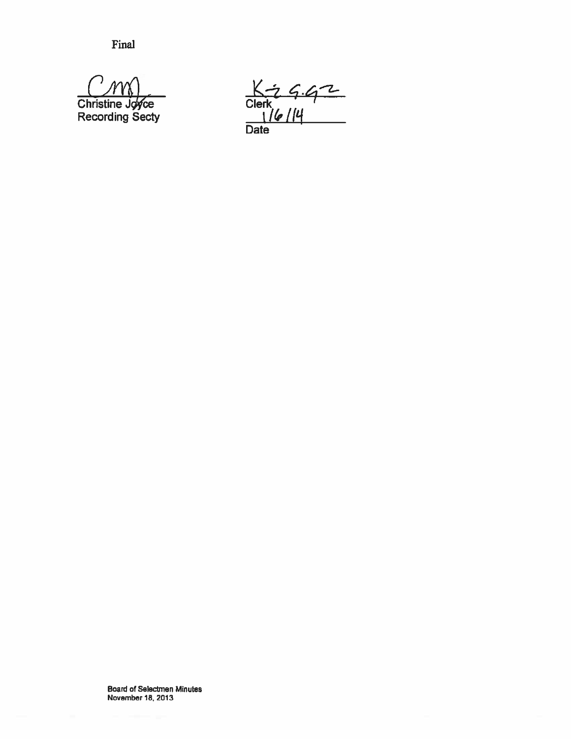Final

Christine Joyce
Recording Secty

Clerk
1/6/14
Date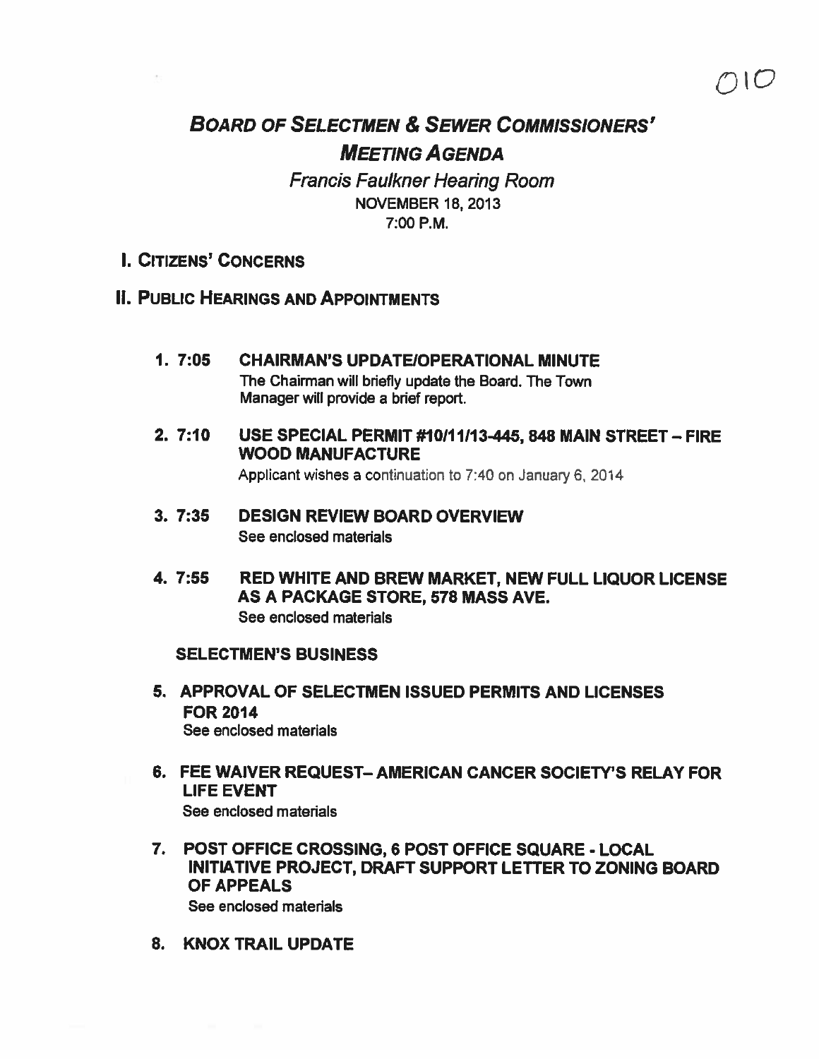010

# BOARD OF SELECTMEN & SEWER COMMISSIONERS' MEETING AGENDA

*Francis Faulkner Hearing Room*
NOVEMBER 18, 2013
7:00 P.M.

## I. CITIZENS' CONCERNS

## II. PUBLIC HEARINGS AND APPOINTMENTS

1. **7:05 CHAIRMAN'S UPDATE/OPERATIONAL MINUTE**
   The Chairman will briefly update the Board. The Town Manager will provide a brief report.

2. **7:10 USE SPECIAL PERMIT #10/11/13-445, 848 MAIN STREET – FIRE WOOD MANUFACTURE**
   Applicant wishes a continuation to 7:40 on January 6, 2014

3. **7:35 DESIGN REVIEW BOARD OVERVIEW**
   See enclosed materials

4. **7:55 RED WHITE AND BREW MARKET, NEW FULL LIQUOR LICENSE AS A PACKAGE STORE, 578 MASS AVE.**
   See enclosed materials

**SELECTMEN'S BUSINESS**

5. **APPROVAL OF SELECTMEN ISSUED PERMITS AND LICENSES FOR 2014**
   See enclosed materials

6. **FEE WAIVER REQUEST– AMERICAN CANCER SOCIETY'S RELAY FOR LIFE EVENT**
   See enclosed materials

7. **POST OFFICE CROSSING, 6 POST OFFICE SQUARE - LOCAL INITIATIVE PROJECT, DRAFT SUPPORT LETTER TO ZONING BOARD OF APPEALS**
   See enclosed materials

8. **KNOX TRAIL UPDATE**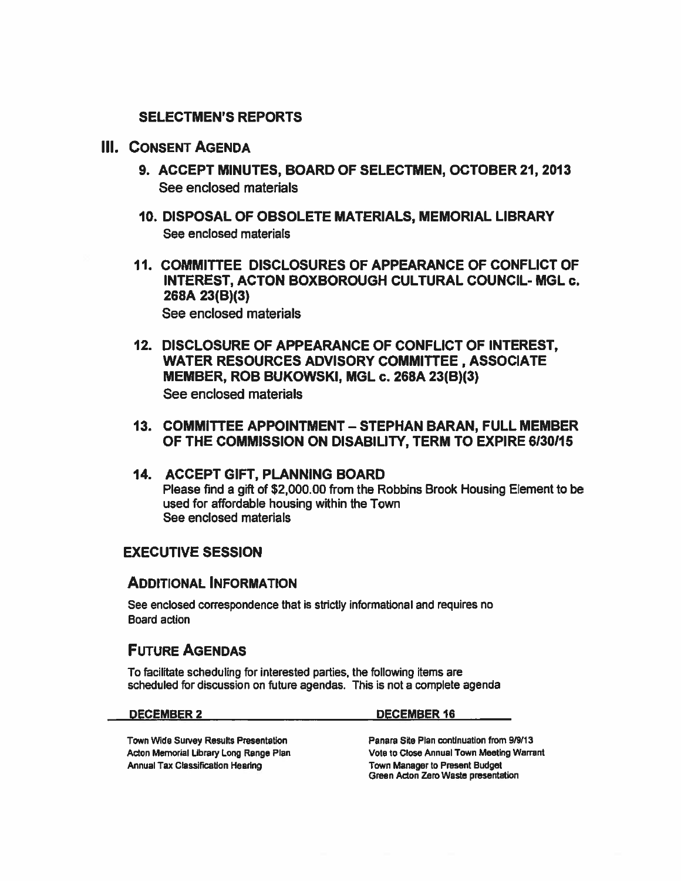## SELECTMEN'S REPORTS

## III. CONSENT AGENDA

**9. ACCEPT MINUTES, BOARD OF SELECTMEN, OCTOBER 21, 2013**
See enclosed materials

**10. DISPOSAL OF OBSOLETE MATERIALS, MEMORIAL LIBRARY**
See enclosed materials

**11. COMMITTEE DISCLOSURES OF APPEARANCE OF CONFLICT OF INTEREST, ACTON BOXBOROUGH CULTURAL COUNCIL- MGL c. 268A 23(B)(3)**
See enclosed materials

**12. DISCLOSURE OF APPEARANCE OF CONFLICT OF INTEREST, WATER RESOURCES ADVISORY COMMITTEE , ASSOCIATE MEMBER, ROB BUKOWSKI, MGL c. 268A 23(B)(3)**
See enclosed materials

**13. COMMITTEE APPOINTMENT – STEPHAN BARAN, FULL MEMBER OF THE COMMISSION ON DISABILITY, TERM TO EXPIRE 6/30/15**

**14. ACCEPT GIFT, PLANNING BOARD**
Please find a gift of $2,000.00 from the Robbins Brook Housing Element to be used for affordable housing within the Town
See enclosed materials

## EXECUTIVE SESSION

## ADDITIONAL INFORMATION

See enclosed correspondence that is strictly informational and requires no Board action

## FUTURE AGENDAS

To facilitate scheduling for interested parties, the following items are scheduled for discussion on future agendas. This is not a complete agenda

| DECEMBER 2 | DECEMBER 16 |
|---|---|
| Town Wide Survey Results Presentation | Panara Site Plan continuation from 9/9/13 |
| Acton Memorial Library Long Range Plan | Vote to Close Annual Town Meeting Warrant |
| Annual Tax Classification Hearing | Town Manager to Present Budget |
| | Green Acton Zero Waste presentation |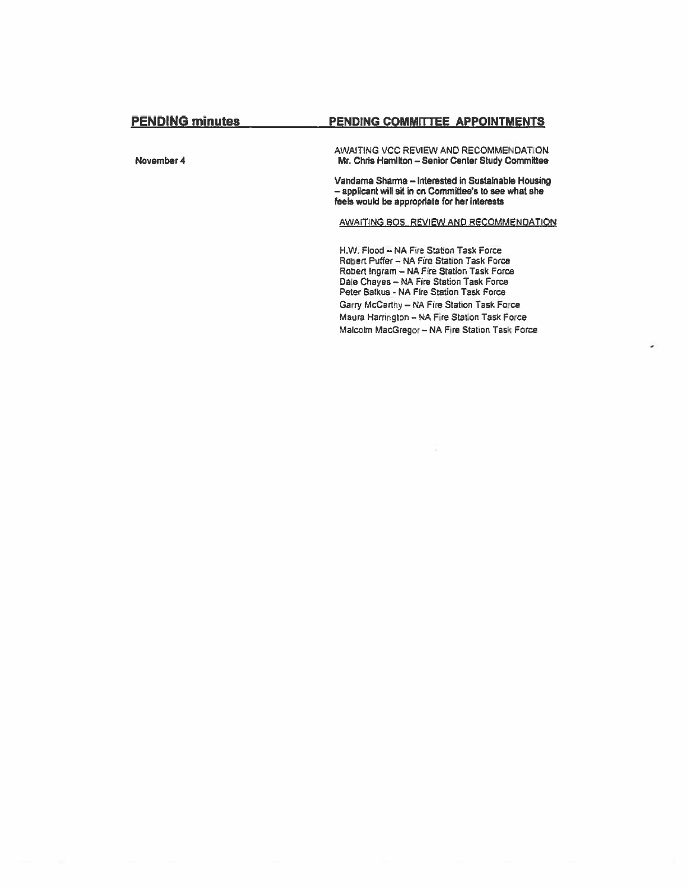## PENDING minutes

November 4

## PENDING COMMITTEE APPOINTMENTS

AWAITING VCC REVIEW AND RECOMMENDATION
**Mr. Chris Hamilton – Senior Center Study Committee**

**Vandama Sharma – Interested in Sustainable Housing – applicant will sit in on Committee's to see what she feels would be appropriate for her interests**

AWAITING BOS REVIEW AND RECOMMENDATION

H.W. Flood – NA Fire Station Task Force
Robert Puffer – NA Fire Station Task Force
Robert Ingram – NA Fire Station Task Force
Dale Chayes – NA Fire Station Task Force
Peter Balkus - NA Fire Station Task Force
Garry McCarthy – NA Fire Station Task Force
Maura Harrington – NA Fire Station Task Force
Malcolm MacGregor – NA Fire Station Task Force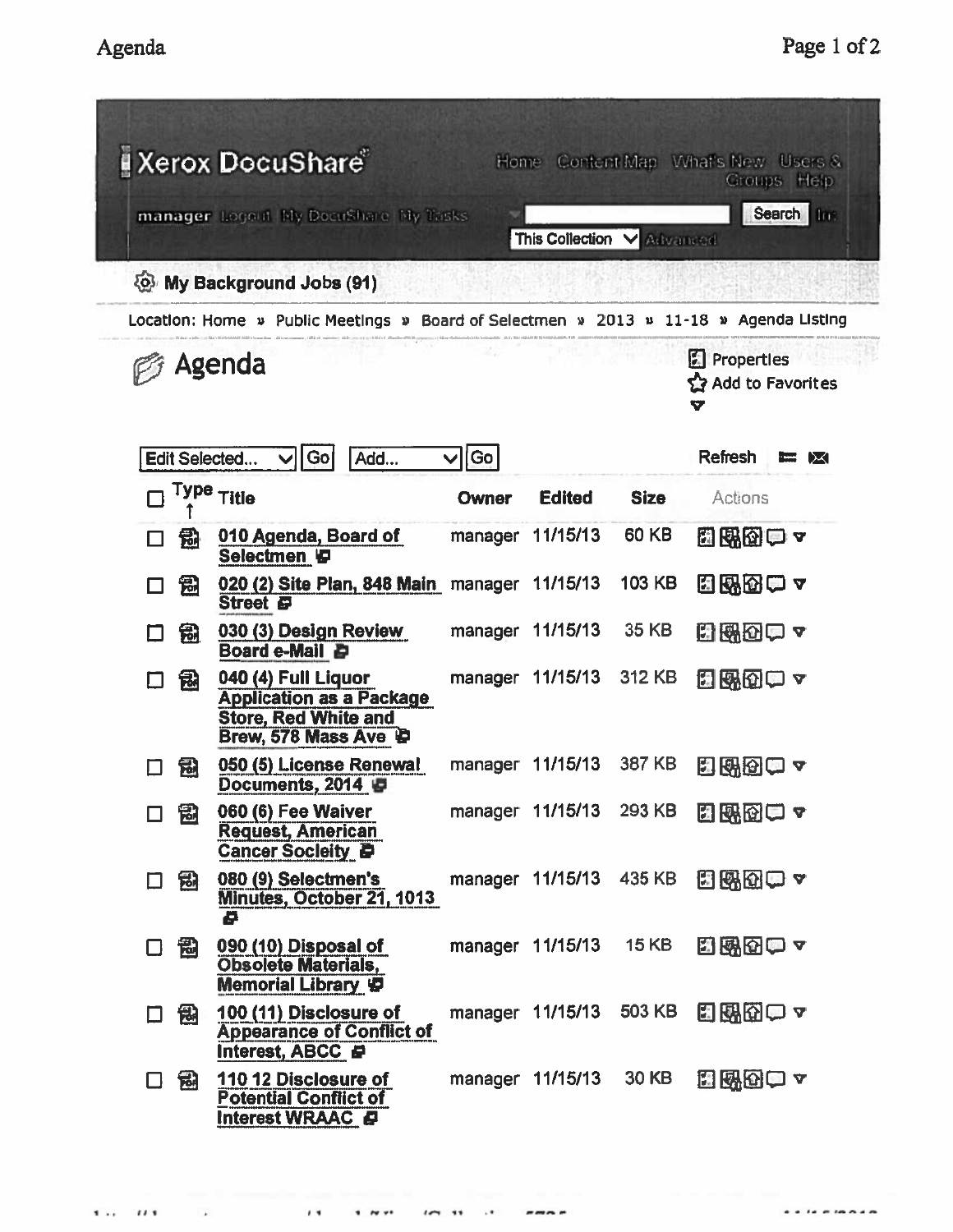Xerox DocuShare

Home Content Map What's New Users & Groups Help

manager Logout My DocuShare My Tasks

Search

This Collection Advanced

My Background Jobs (91)

Location: Home » Public Meetings » Board of Selectmen » 2013 » 11-18 » Agenda Listing

# Agenda

Properties

Add to Favorites

Edit Selected... Go Add... Go Refresh

| Type | Title | Owner | Edited | Size | Actions |
|---|---|---|---|---|---|
| PDF | 010 Agenda, Board of Selectmen | manager | 11/15/13 | 60 KB | |
| PDF | 020 (2) Site Plan, 848 Main Street | manager | 11/15/13 | 103 KB | |
| PDF | 030 (3) Design Review Board e-Mail | manager | 11/15/13 | 35 KB | |
| PDF | 040 (4) Full Liquor Application as a Package Store, Red White and Brew, 578 Mass Ave | manager | 11/15/13 | 312 KB | |
| PDF | 050 (5) License Renewal Documents, 2014 | manager | 11/15/13 | 387 KB | |
| PDF | 060 (6) Fee Waiver Request, American Cancer Socleity | manager | 11/15/13 | 293 KB | |
| PDF | 080 (9) Selectmen's Minutes, October 21, 1013 | manager | 11/15/13 | 435 KB | |
| PDF | 090 (10) Disposal of Obsolete Materials, Memorial Library | manager | 11/15/13 | 15 KB | |
| PDF | 100 (11) Disclosure of Appearance of Conflict of Interest, ABCC | manager | 11/15/13 | 503 KB | |
| PDF | 110 12 Disclosure of Potential Conflict of Interest WRAAC | manager | 11/15/13 | 30 KB | |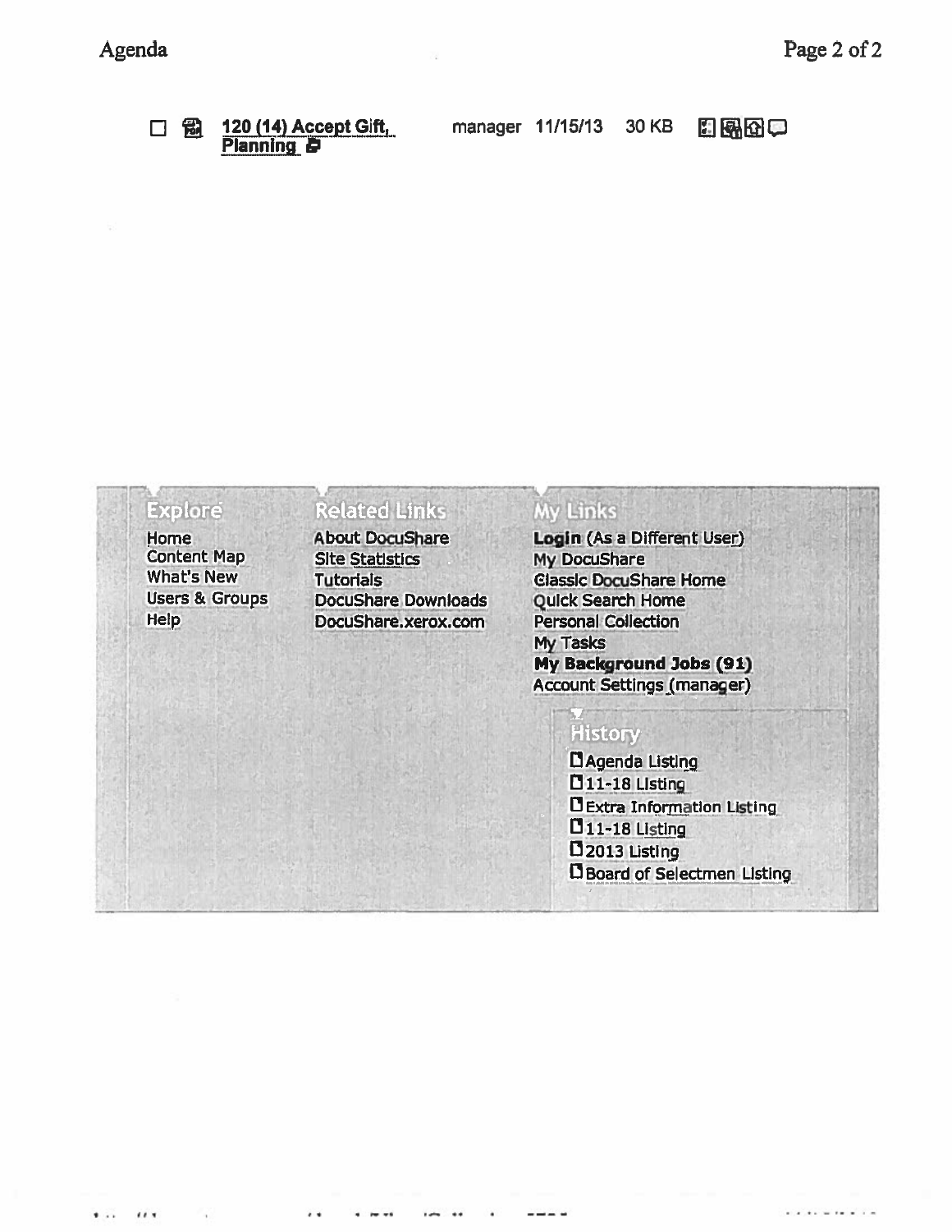☐ 120 (14) Accept Gift, Planning — manager 11/15/13 30 KB

**Explore**

- Home
- Content Map
- What's New
- Users & Groups
- Help

**Related Links**

- About DocuShare
- Site Statistics
- Tutorials
- DocuShare Downloads
- DocuShare.xerox.com

**My Links**

- **Login** (As a Different User)
- My DocuShare
- Classic DocuShare Home
- Quick Search Home
- Personal Collection
- My Tasks
- **My Background Jobs (91)**
- Account Settings (manager)

**History**

- Agenda Listing
- 11-18 Listing
- Extra Information Listing
- 11-18 Listing
- 2013 Listing
- Board of Selectmen Listing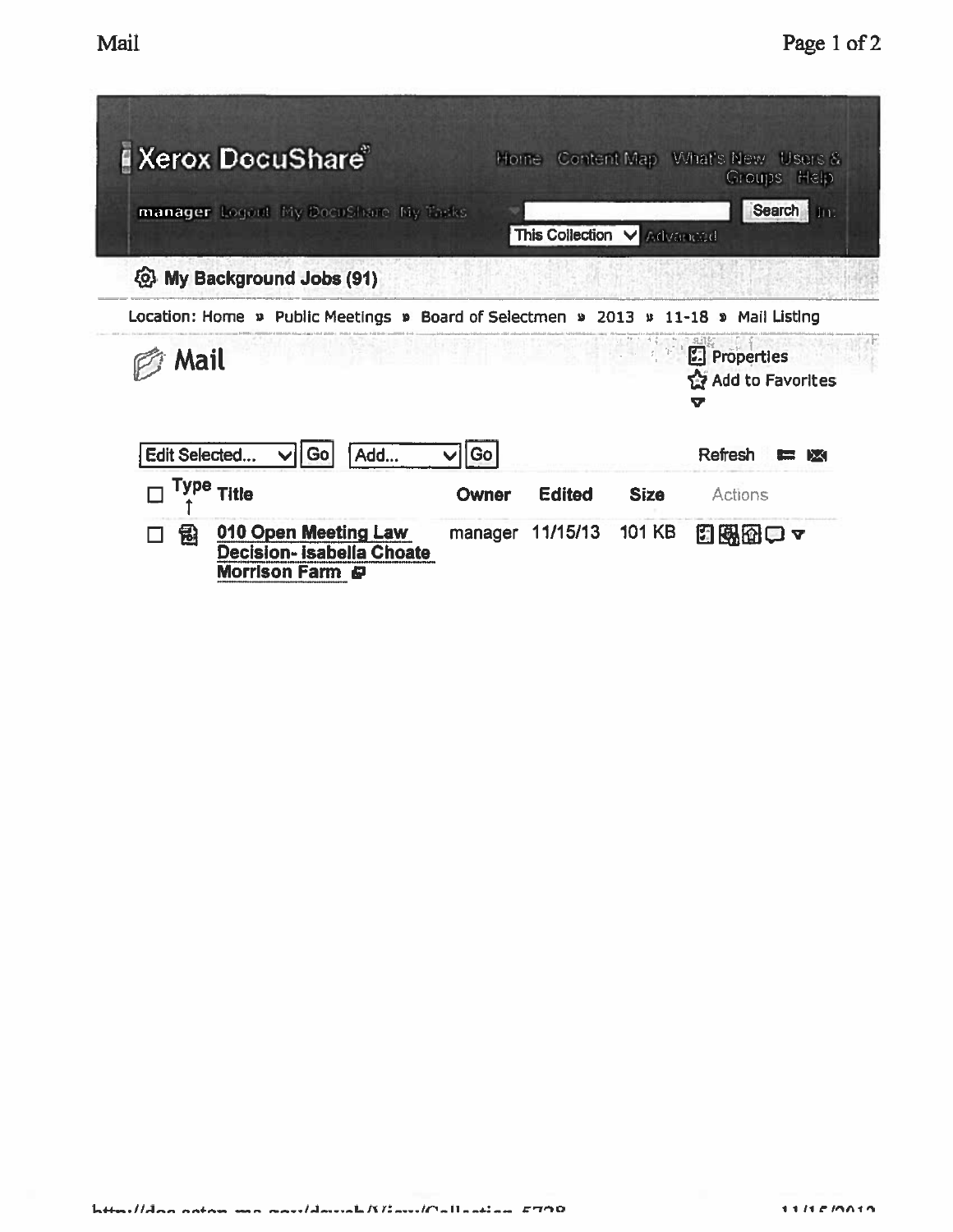Xerox DocuShare

Home Content Map What's New Users & Groups Help

manager Logout My DocuShare My Tasks

Search In: This Collection Advanced

My Background Jobs (91)

Location: Home » Public Meetings » Board of Selectmen » 2013 » 11-18 » Mail Listing

# Mail

Properties

Add to Favorites

Edit Selected... Go Add... Go Refresh

| Type | Title | Owner | Edited | Size | Actions |
|---|---|---|---|---|---|
| | 010 Open Meeting Law Decision- Isabella Choate Morrison Farm | manager | 11/15/13 | 101 KB | |